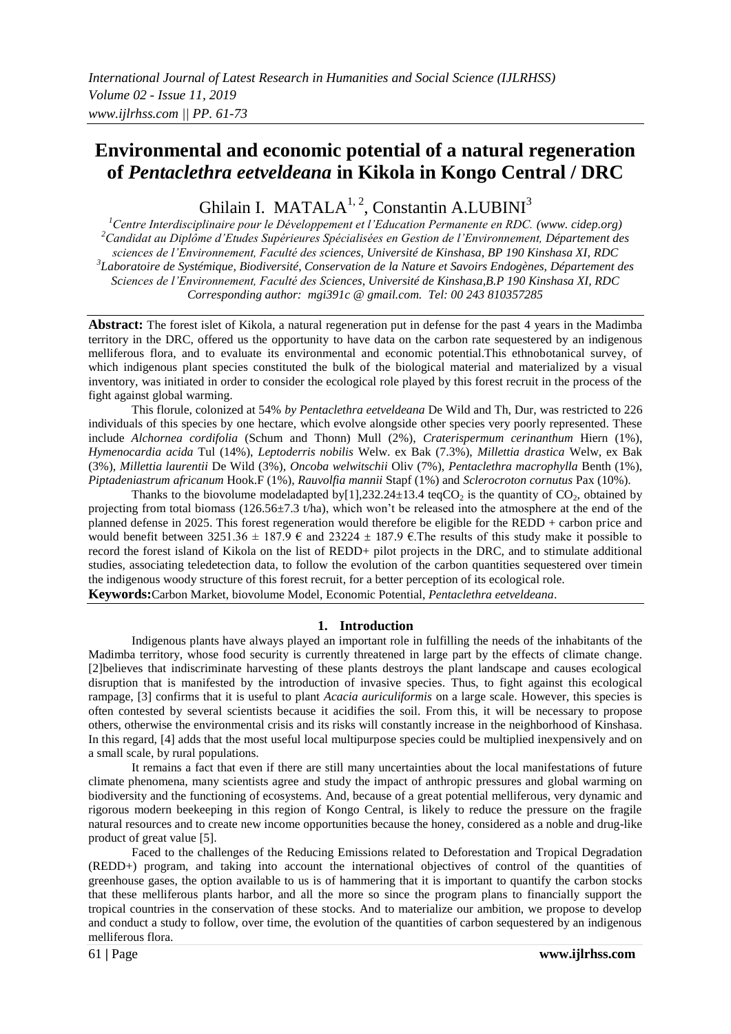# Environmental and economic potential of a natural regeneration of *Pentaclethra eetveldeana* in Kikola in Kongo Central / DRC

Ghilain I. MATALA[1, 2], Constantin A.LUBINI[3]

[1]*Centre Interdisciplinaire pour le Développement et l'Education Permanente en RDC. (www. cidep.org)*
[2]*Candidat au Diplôme d'Etudes Supérieures Spécialisées en Gestion de l'Environnement, Département des sciences de l'Environnement, Faculté des sciences, Université de Kinshasa, BP 190 Kinshasa XI, RDC*
[3]*Laboratoire de Systémique, Biodiversité, Conservation de la Nature et Savoirs Endogènes, Département des Sciences de l'Environnement, Faculté des Sciences, Université de Kinshasa,B.P 190 Kinshasa XI, RDC*
*Corresponding author: mgi391c @ gmail.com. Tel: 00 243 810357285*

**Abstract:** The forest islet of Kikola, a natural regeneration put in defense for the past 4 years in the Madimba territory in the DRC, offered us the opportunity to have data on the carbon rate sequestered by an indigenous melliferous flora, and to evaluate its environmental and economic potential.This ethnobotanical survey, of which indigenous plant species constituted the bulk of the biological material and materialized by a visual inventory, was initiated in order to consider the ecological role played by this forest recruit in the process of the fight against global warming.

This florule, colonized at 54% *by Pentaclethra eetveldeana* De Wild and Th, Dur, was restricted to 226 individuals of this species by one hectare, which evolve alongside other species very poorly represented. These include *Alchornea cordifolia* (Schum and Thonn) Mull (2%), *Craterispermum cerinanthum* Hiern (1%), *Hymenocardia acida* Tul (14%), *Leptoderris nobilis* Welw. ex Bak (7.3%), *Millettia drastica* Welw, ex Bak (3%), *Millettia laurentii* De Wild (3%), *Oncoba welwitschii* Oliv (7%), *Pentaclethra macrophylla* Benth (1%), *Piptadeniastrum africanum* Hook.F (1%), *Rauvolfia mannii* Stapf (1%) and *Sclerocroton cornutus* Pax (10%).

Thanks to the biovolume modeladapted by[1],232.24±13.4 teq$CO_2$ is the quantity of $CO_2$, obtained by projecting from total biomass (126.56±7.3 t/ha), which won't be released into the atmosphere at the end of the planned defense in 2025. This forest regeneration would therefore be eligible for the REDD + carbon price and would benefit between 3251.36 ± 187.9 € and 23224 ± 187.9 €.The results of this study make it possible to record the forest island of Kikola on the list of REDD+ pilot projects in the DRC, and to stimulate additional studies, associating teledetection data, to follow the evolution of the carbon quantities sequestered over timein the indigenous woody structure of this forest recruit, for a better perception of its ecological role.

**Keywords:**Carbon Market, biovolume Model, Economic Potential, *Pentaclethra eetveldeana*.

## 1. Introduction

Indigenous plants have always played an important role in fulfilling the needs of the inhabitants of the Madimba territory, whose food security is currently threatened in large part by the effects of climate change. [2]believes that indiscriminate harvesting of these plants destroys the plant landscape and causes ecological disruption that is manifested by the introduction of invasive species. Thus, to fight against this ecological rampage, [3] confirms that it is useful to plant *Acacia auriculiformis* on a large scale. However, this species is often contested by several scientists because it acidifies the soil. From this, it will be necessary to propose others, otherwise the environmental crisis and its risks will constantly increase in the neighborhood of Kinshasa. In this regard, [4] adds that the most useful local multipurpose species could be multiplied inexpensively and on a small scale, by rural populations.

It remains a fact that even if there are still many uncertainties about the local manifestations of future climate phenomena, many scientists agree and study the impact of anthropic pressures and global warming on biodiversity and the functioning of ecosystems. And, because of a great potential melliferous, very dynamic and rigorous modern beekeeping in this region of Kongo Central, is likely to reduce the pressure on the fragile natural resources and to create new income opportunities because the honey, considered as a noble and drug-like product of great value [5].

Faced to the challenges of the Reducing Emissions related to Deforestation and Tropical Degradation (REDD+) program, and taking into account the international objectives of control of the quantities of greenhouse gases, the option available to us is of hammering that it is important to quantify the carbon stocks that these melliferous plants harbor, and all the more so since the program plans to financially support the tropical countries in the conservation of these stocks. And to materialize our ambition, we propose to develop and conduct a study to follow, over time, the evolution of the quantities of carbon sequestered by an indigenous melliferous flora.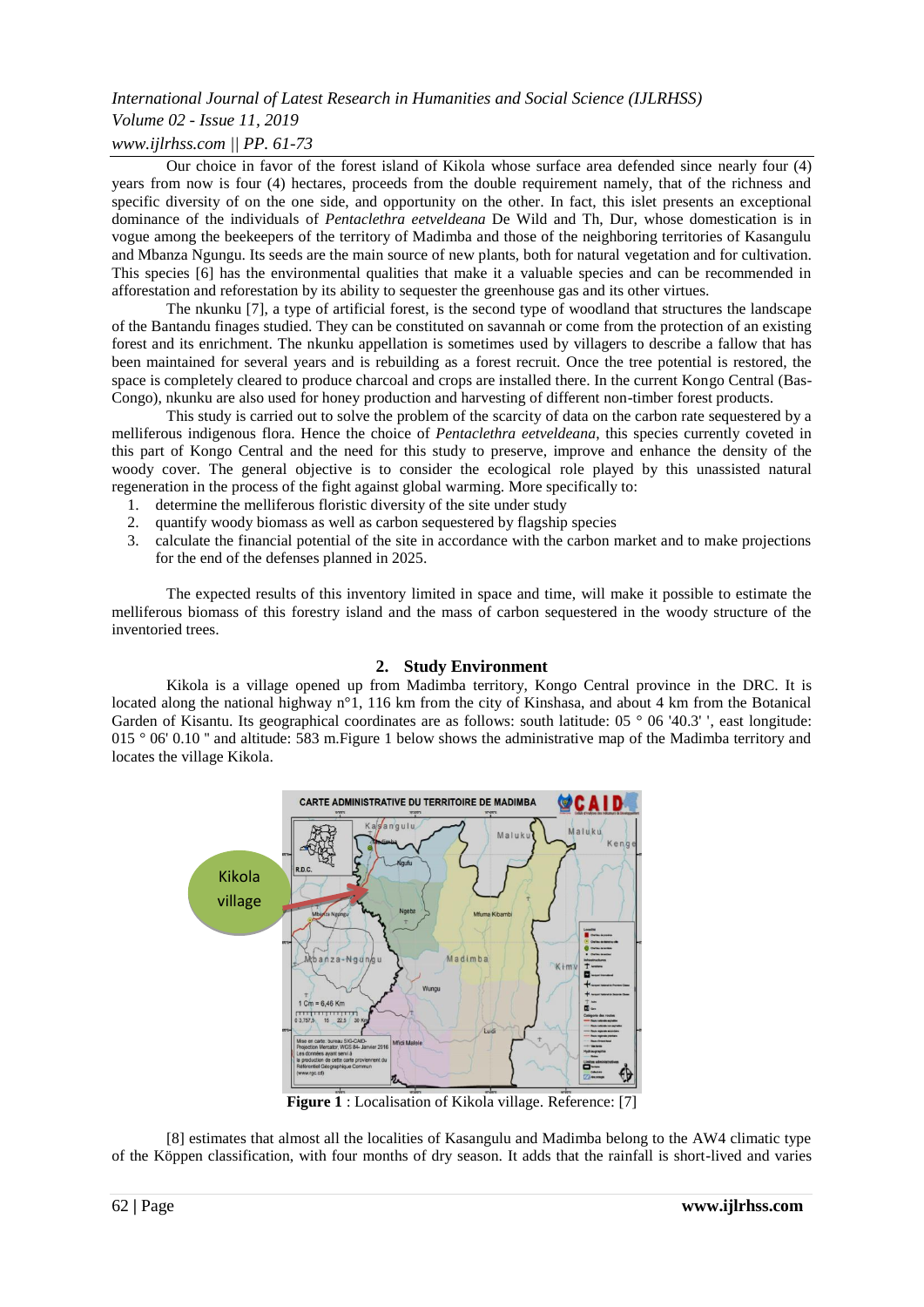Our choice in favor of the forest island of Kikola whose surface area defended since nearly four (4) years from now is four (4) hectares, proceeds from the double requirement namely, that of the richness and specific diversity of on the one side, and opportunity on the other. In fact, this islet presents an exceptional dominance of the individuals of *Pentaclethra eetveldeana* De Wild and Th, Dur, whose domestication is in vogue among the beekeepers of the territory of Madimba and those of the neighboring territories of Kasangulu and Mbanza Ngungu. Its seeds are the main source of new plants, both for natural vegetation and for cultivation. This species [6] has the environmental qualities that make it a valuable species and can be recommended in afforestation and reforestation by its ability to sequester the greenhouse gas and its other virtues.

The nkunku [7], a type of artificial forest, is the second type of woodland that structures the landscape of the Bantandu finages studied. They can be constituted on savannah or come from the protection of an existing forest and its enrichment. The nkunku appellation is sometimes used by villagers to describe a fallow that has been maintained for several years and is rebuilding as a forest recruit. Once the tree potential is restored, the space is completely cleared to produce charcoal and crops are installed there. In the current Kongo Central (Bas-Congo), nkunku are also used for honey production and harvesting of different non-timber forest products.

This study is carried out to solve the problem of the scarcity of data on the carbon rate sequestered by a melliferous indigenous flora. Hence the choice of *Pentaclethra eetveldeana*, this species currently coveted in this part of Kongo Central and the need for this study to preserve, improve and enhance the density of the woody cover. The general objective is to consider the ecological role played by this unassisted natural regeneration in the process of the fight against global warming. More specifically to:

1. determine the melliferous floristic diversity of the site under study
2. quantify woody biomass as well as carbon sequestered by flagship species
3. calculate the financial potential of the site in accordance with the carbon market and to make projections for the end of the defenses planned in 2025.

The expected results of this inventory limited in space and time, will make it possible to estimate the melliferous biomass of this forestry island and the mass of carbon sequestered in the woody structure of the inventoried trees.

## 2. Study Environment

Kikola is a village opened up from Madimba territory, Kongo Central province in the DRC. It is located along the national highway n°1, 116 km from the city of Kinshasa, and about 4 km from the Botanical Garden of Kisantu. Its geographical coordinates are as follows: south latitude: 05 ° 06 '40.3' ', east longitude: 015 ° 06' 0.10 " and altitude: 583 m.Figure 1 below shows the administrative map of the Madimba territory and locates the village Kikola.

**Figure 1** : Localisation of Kikola village. Reference: [7]

[8] estimates that almost all the localities of Kasangulu and Madimba belong to the AW4 climatic type of the Köppen classification, with four months of dry season. It adds that the rainfall is short-lived and varies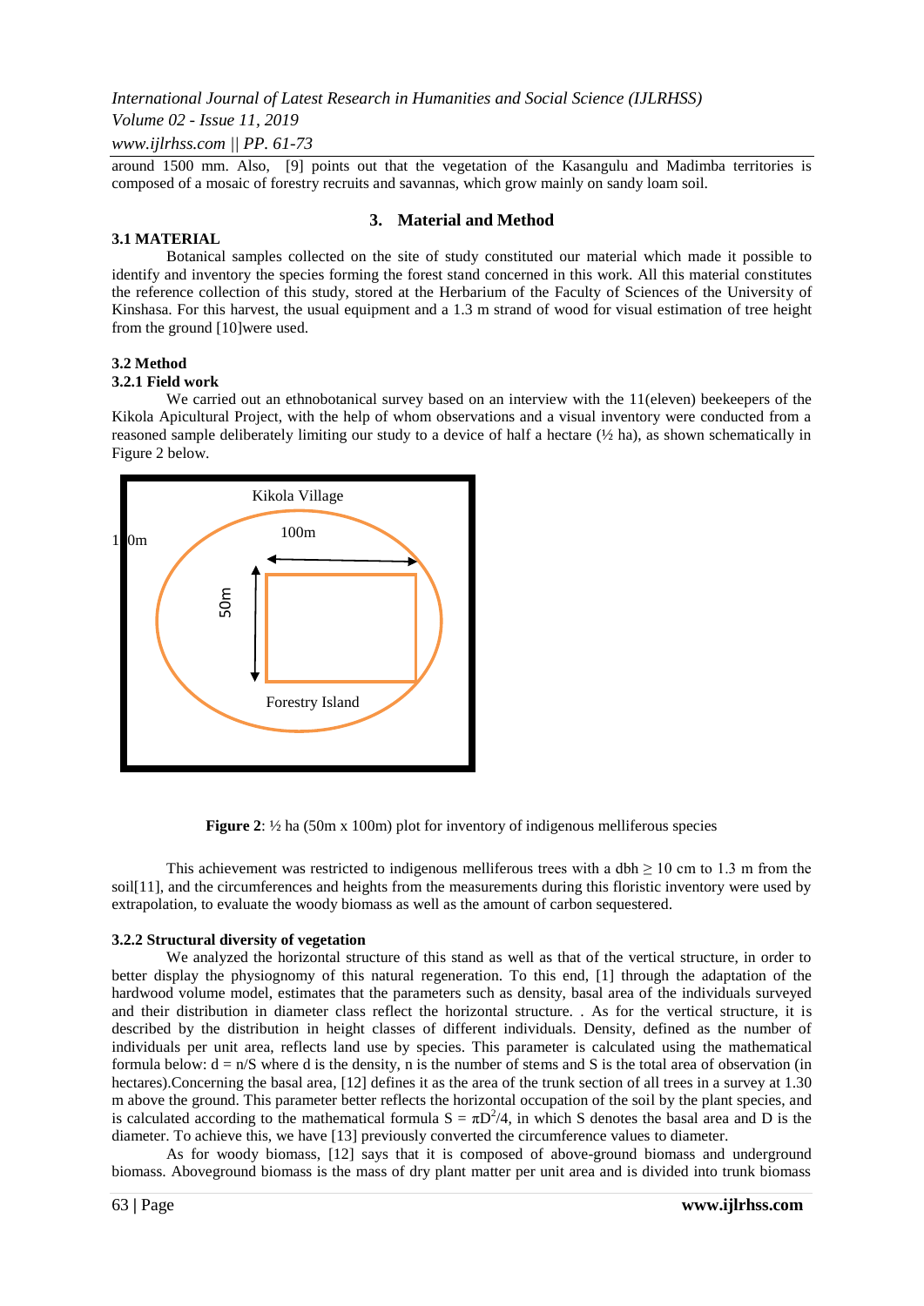around 1500 mm. Also, [9] points out that the vegetation of the Kasangulu and Madimba territories is composed of a mosaic of forestry recruits and savannas, which grow mainly on sandy loam soil.

## 3. Material and Method

### 3.1 MATERIAL

Botanical samples collected on the site of study constituted our material which made it possible to identify and inventory the species forming the forest stand concerned in this work. All this material constitutes the reference collection of this study, stored at the Herbarium of the Faculty of Sciences of the University of Kinshasa. For this harvest, the usual equipment and a 1.3 m strand of wood for visual estimation of tree height from the ground [10]were used.

### 3.2 Method

#### 3.2.1 Field work

We carried out an ethnobotanical survey based on an interview with the 11(eleven) beekeepers of the Kikola Apicultural Project, with the help of whom observations and a visual inventory were conducted from a reasoned sample deliberately limiting our study to a device of half a hectare (½ ha), as shown schematically in Figure 2 below.

Kikola Village

100m

50m

Forestry Island

**Figure 2**: ½ ha (50m x 100m) plot for inventory of indigenous melliferous species

This achievement was restricted to indigenous melliferous trees with a dbh ≥ 10 cm to 1.3 m from the soil[11], and the circumferences and heights from the measurements during this floristic inventory were used by extrapolation, to evaluate the woody biomass as well as the amount of carbon sequestered.

#### 3.2.2 Structural diversity of vegetation

We analyzed the horizontal structure of this stand as well as that of the vertical structure, in order to better display the physiognomy of this natural regeneration. To this end, [1] through the adaptation of the hardwood volume model, estimates that the parameters such as density, basal area of the individuals surveyed and their distribution in diameter class reflect the horizontal structure. . As for the vertical structure, it is described by the distribution in height classes of different individuals. Density, defined as the number of individuals per unit area, reflects land use by species. This parameter is calculated using the mathematical formula below: $d = n/S$ where d is the density, n is the number of stems and S is the total area of observation (in hectares).Concerning the basal area, [12] defines it as the area of the trunk section of all trees in a survey at 1.30 m above the ground. This parameter better reflects the horizontal occupation of the soil by the plant species, and is calculated according to the mathematical formula $S = \pi D^2/4$, in which S denotes the basal area and D is the diameter. To achieve this, we have [13] previously converted the circumference values to diameter.

As for woody biomass, [12] says that it is composed of above-ground biomass and underground biomass. Aboveground biomass is the mass of dry plant matter per unit area and is divided into trunk biomass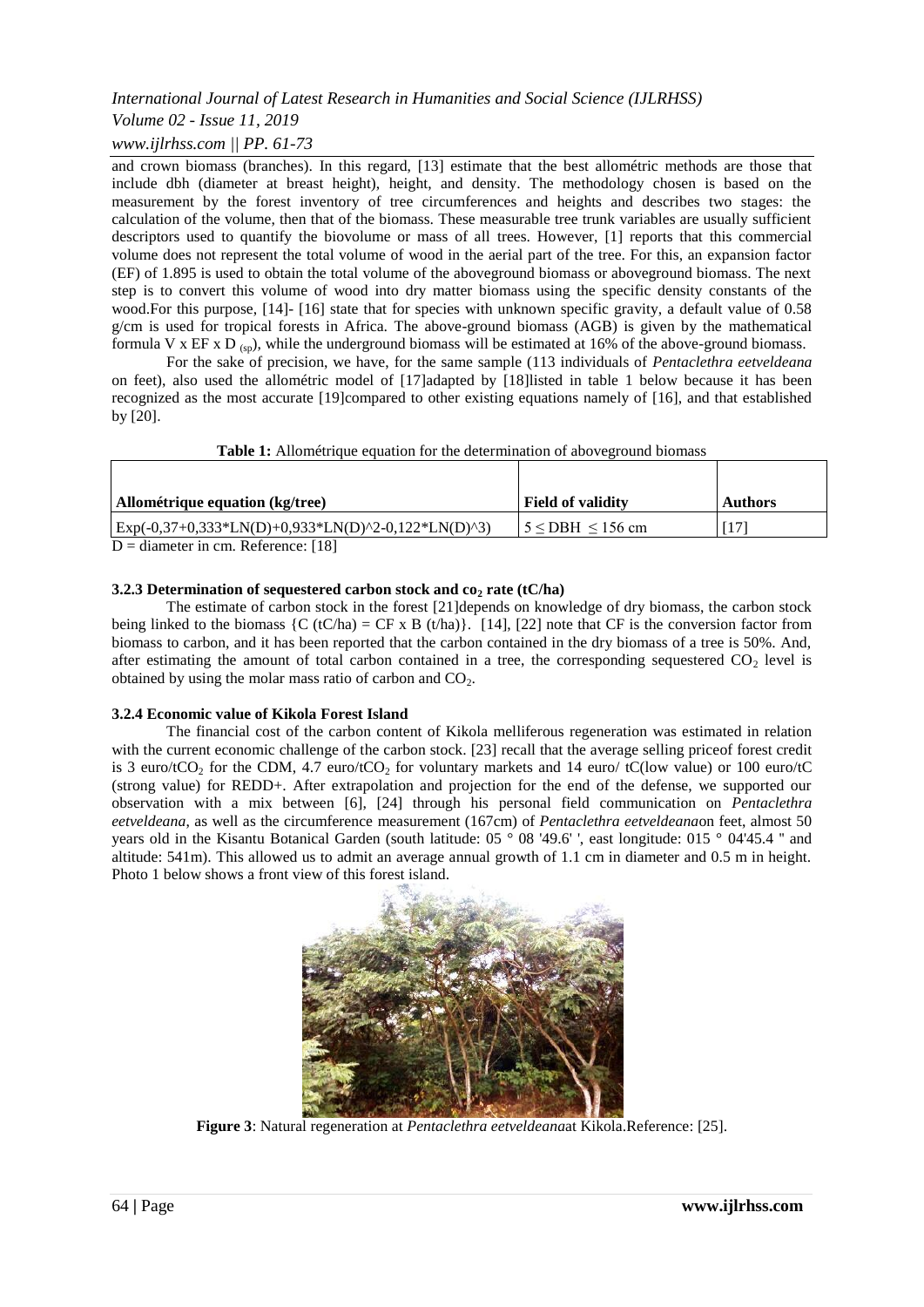and crown biomass (branches). In this regard, [13] estimate that the best allométric methods are those that include dbh (diameter at breast height), height, and density. The methodology chosen is based on the measurement by the forest inventory of tree circumferences and heights and describes two stages: the calculation of the volume, then that of the biomass. These measurable tree trunk variables are usually sufficient descriptors used to quantify the biovolume or mass of all trees. However, [1] reports that this commercial volume does not represent the total volume of wood in the aerial part of the tree. For this, an expansion factor (EF) of 1.895 is used to obtain the total volume of the aboveground biomass or aboveground biomass. The next step is to convert this volume of wood into dry matter biomass using the specific density constants of the wood.For this purpose, [14]- [16] state that for species with unknown specific gravity, a default value of 0.58 g/cm is used for tropical forests in Africa. The above-ground biomass (AGB) is given by the mathematical formula $V \times EF \times D_{(sp)}$, while the underground biomass will be estimated at 16% of the above-ground biomass.

For the sake of precision, we have, for the same sample (113 individuals of *Pentaclethra eetveldeana* on feet), also used the allométric model of [17]adapted by [18]listed in table 1 below because it has been recognized as the most accurate [19]compared to other existing equations namely of [16], and that established by [20].

**Table 1:** Allométrique equation for the determination of aboveground biomass

| Allométrique equation (kg/tree) | Field of validity | Authors |
|---|---|---|
| Exp(-0,37+0,333*LN(D)+0,933*LN(D)^2-0,122*LN(D)^3) | $5 \leq DBH \leq 156$ cm | [17] |

D = diameter in cm. Reference: [18]

### 3.2.3 Determination of sequestered carbon stock and $co_2$ rate (tC/ha)

The estimate of carbon stock in the forest [21]depends on knowledge of dry biomass, the carbon stock being linked to the biomass {C (tC/ha) = CF x B (t/ha)}. [14], [22] note that CF is the conversion factor from biomass to carbon, and it has been reported that the carbon contained in the dry biomass of a tree is 50%. And, after estimating the amount of total carbon contained in a tree, the corresponding sequestered $CO_2$ level is obtained by using the molar mass ratio of carbon and $CO_2$.

### 3.2.4 Economic value of Kikola Forest Island

The financial cost of the carbon content of Kikola melliferous regeneration was estimated in relation with the current economic challenge of the carbon stock. [23] recall that the average selling priceof forest credit is 3 euro/t$CO_2$ for the CDM, 4.7 euro/t$CO_2$ for voluntary markets and 14 euro/ tC(low value) or 100 euro/tC (strong value) for REDD+. After extrapolation and projection for the end of the defense, we supported our observation with a mix between [6], [24] through his personal field communication on *Pentaclethra eetveldeana*, as well as the circumference measurement (167cm) of *Pentaclethra eetveldeana*on feet, almost 50 years old in the Kisantu Botanical Garden (south latitude: 05 ° 08 '49.6' ', east longitude: 015 ° 04'45.4 " and altitude: 541m). This allowed us to admit an average annual growth of 1.1 cm in diameter and 0.5 m in height. Photo 1 below shows a front view of this forest island.

**Figure 3**: Natural regeneration at *Pentaclethra eetveldeana*at Kikola.Reference: [25].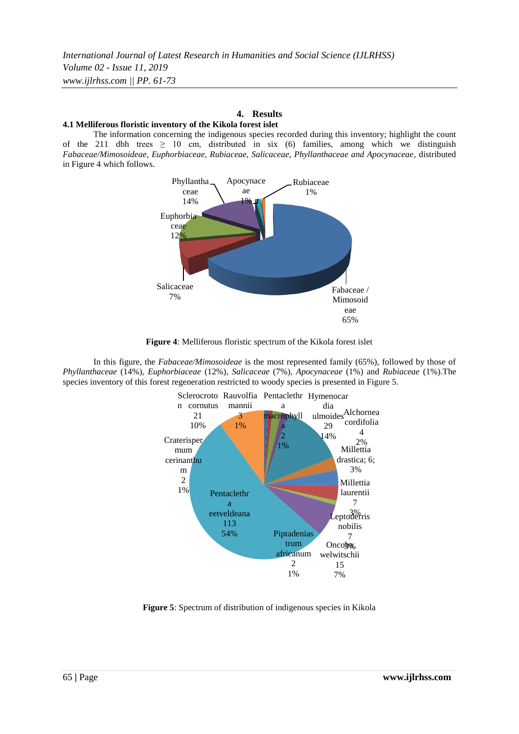## 4. Results

### 4.1 Melliferous floristic inventory of the Kikola forest islet

The information concerning the indigenous species recorded during this inventory; highlight the count of the 211 dbh trees ≥ 10 cm, distributed in six (6) families, among which we distinguish *Fabaceae/Mimosoideae, Euphorbiaceae, Rubiaceae, Salicaceae, Phyllanthaceae and Apocynaceae*, distributed in Figure 4 which follows.

Phyllanthaceae 14%
Apocynaceae 1%
Rubiaceae 1%
Euphorbiaceae 12%
Salicaceae 7%
Fabaceae / Mimosoideae 65%

**Figure 4**: Melliferous floristic spectrum of the Kikola forest islet

In this figure, the *Fabaceae/Mimosoideae* is the most represented family (65%), followed by those of *Phyllanthaceae* (14%), *Euphorbiaceae* (12%), *Salicaceae* (7%), *Apocynaceae* (1%) and *Rubiaceae* (1%).The species inventory of this forest regeneration restricted to woody species is presented in Figure 5.

Sclerocroton cornutus 21 10%
Rauvolfia mannii 3 1%
Pentaclethra macrophylla 2 1%
Hymenocardia ulmoides 29 14%
Alchornea cordifolia 4 2%
Millettia drastica; 6; 3%
Millettia laurentii 7 3%
Leptoderris nobilis 7 3%
Oncoba welwitschii 15 7%
Piptadeniastrum africanum 2 1%
Pentaclethra eetveldeana 113 54%
Craterispermum cerinanthum 2 1%

**Figure 5**: Spectrum of distribution of indigenous species in Kikola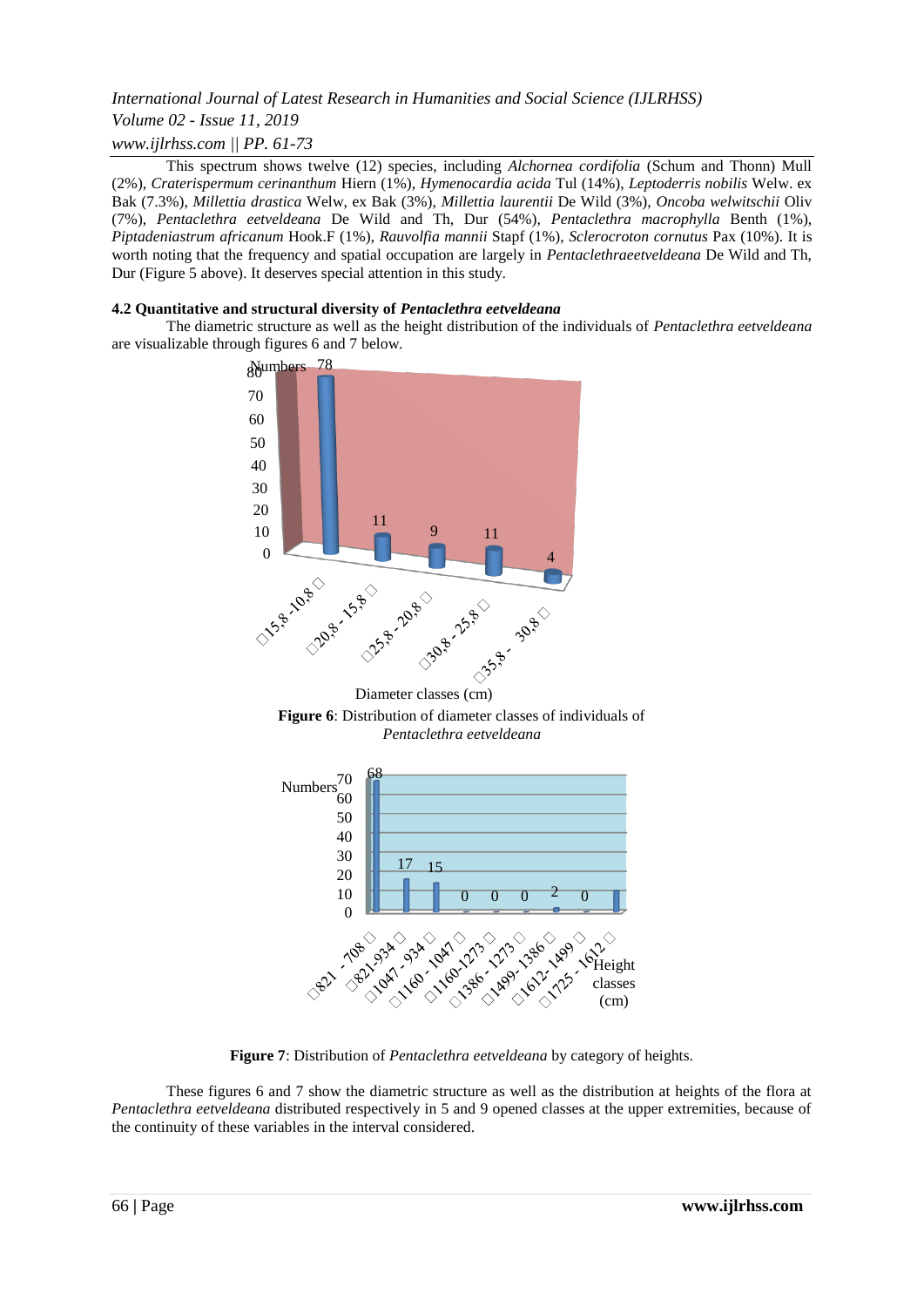This spectrum shows twelve (12) species, including *Alchornea cordifolia* (Schum and Thonn) Mull (2%), *Craterispermum cerinanthum* Hiern (1%), *Hymenocardia acida* Tul (14%), *Leptoderris nobilis* Welw. ex Bak (7.3%), *Millettia drastica* Welw, ex Bak (3%), *Millettia laurentii* De Wild (3%), *Oncoba welwitschii* Oliv (7%), *Pentaclethra eetveldeana* De Wild and Th, Dur (54%), *Pentaclethra macrophylla* Benth (1%), *Piptadeniastrum africanum* Hook.F (1%), *Rauvolfia mannii* Stapf (1%), *Sclerocroton cornutus* Pax (10%). It is worth noting that the frequency and spatial occupation are largely in *Pentaclethraeetveldeana* De Wild and Th, Dur (Figure 5 above). It deserves special attention in this study.

### 4.2 Quantitative and structural diversity of *Pentaclethra eetveldeana*

The diametric structure as well as the height distribution of the individuals of *Pentaclethra eetveldeana* are visualizable through figures 6 and 7 below.

**Figure 6**: Distribution of diameter classes of individuals of *Pentaclethra eetveldeana*

**Figure 7**: Distribution of *Pentaclethra eetveldeana* by category of heights.

These figures 6 and 7 show the diametric structure as well as the distribution at heights of the flora at *Pentaclethra eetveldeana* distributed respectively in 5 and 9 opened classes at the upper extremities, because of the continuity of these variables in the interval considered.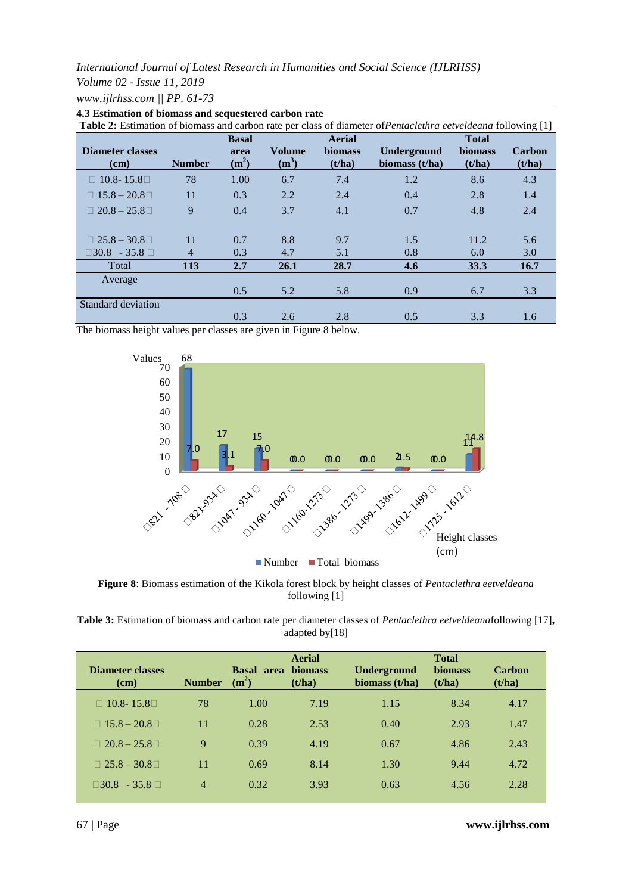### 4.3 Estimation of biomass and sequestered carbon rate

**Table 2:** Estimation of biomass and carbon rate per class of diameter of *Pentaclethra eetveldeana* following [1]

| Diameter classes (cm) | Number | Basal area ($m^2$) | Volume ($m^3$) | Aerial biomass (t/ha) | Underground biomass (t/ha) | Total biomass (t/ha) | Carbon (t/ha) |
|---|---|---|---|---|---|---|---|
| 10.8- 15.8 | 78 | 1.00 | 6.7 | 7.4 | 1.2 | 8.6 | 4.3 |
| 15.8 – 20.8 | 11 | 0.3 | 2.2 | 2.4 | 0.4 | 2.8 | 1.4 |
| 20.8 – 25.8 | 9 | 0.4 | 3.7 | 4.1 | 0.7 | 4.8 | 2.4 |
| 25.8 – 30.8 | 11 | 0.7 | 8.8 | 9.7 | 1.5 | 11.2 | 5.6 |
| 30.8 - 35.8 | 4 | 0.3 | 4.7 | 5.1 | 0.8 | 6.0 | 3.0 |
| Total | **113** | **2.7** | **26.1** | **28.7** | **4.6** | **33.3** | **16.7** |
| Average | | 0.5 | 5.2 | 5.8 | 0.9 | 6.7 | 3.3 |
| Standard deviation | | 0.3 | 2.6 | 2.8 | 0.5 | 3.3 | 1.6 |

The biomass height values per classes are given in Figure 8 below.

**Figure 8**: Biomass estimation of the Kikola forest block by height classes of *Pentaclethra eetveldeana* following [1]

**Table 3:** Estimation of biomass and carbon rate per diameter classes of *Pentaclethra eetveldeana* following [17], adapted by [18]

| Diameter classes (cm) | Number | Basal area ($m^2$) | Aerial biomass (t/ha) | Underground biomass (t/ha) | Total biomass (t/ha) | Carbon (t/ha) |
|---|---|---|---|---|---|---|
| 10.8- 15.8 | 78 | 1.00 | 7.19 | 1.15 | 8.34 | 4.17 |
| 15.8 – 20.8 | 11 | 0.28 | 2.53 | 0.40 | 2.93 | 1.47 |
| 20.8 – 25.8 | 9 | 0.39 | 4.19 | 0.67 | 4.86 | 2.43 |
| 25.8 – 30.8 | 11 | 0.69 | 8.14 | 1.30 | 9.44 | 4.72 |
| 30.8 - 35.8 | 4 | 0.32 | 3.93 | 0.63 | 4.56 | 2.28 |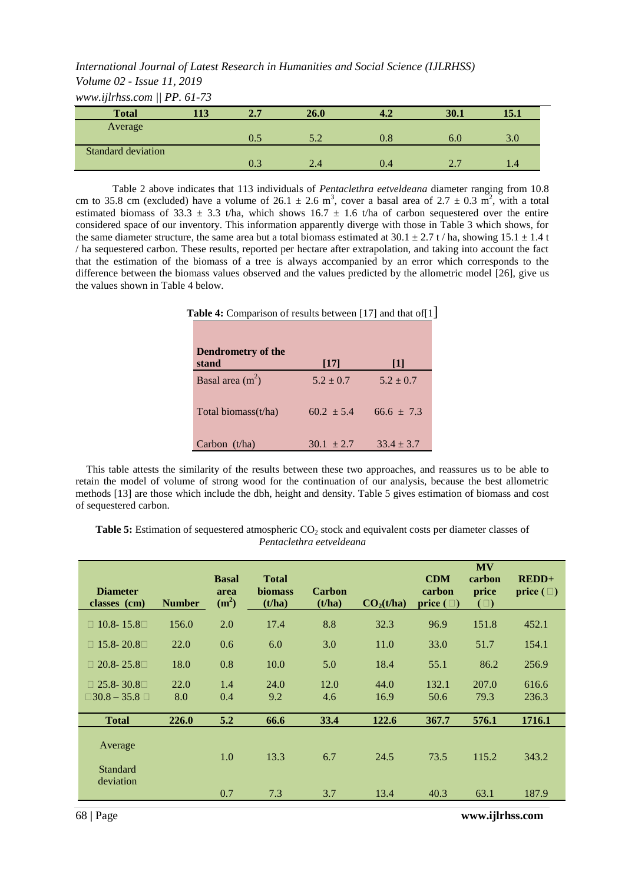| Total | 113 | 2.7 | 26.0 | 4.2 | 30.1 | 15.1 |
|---|---|---|---|---|---|---|
| Average | | 0.5 | 5.2 | 0.8 | 6.0 | 3.0 |
| Standard deviation | | 0.3 | 2.4 | 0.4 | 2.7 | 1.4 |

Table 2 above indicates that 113 individuals of *Pentaclethra eetveldeana* diameter ranging from 10.8 cm to 35.8 cm (excluded) have a volume of 26.1 ± 2.6 $m^3$, cover a basal area of 2.7 ± 0.3 $m^2$, with a total estimated biomass of 33.3 ± 3.3 t/ha, which shows 16.7 ± 1.6 t/ha of carbon sequestered over the entire considered space of our inventory. This information apparently diverge with those in Table 3 which shows, for the same diameter structure, the same area but a total biomass estimated at 30.1 ± 2.7 t / ha, showing 15.1 ± 1.4 t / ha sequestered carbon. These results, reported per hectare after extrapolation, and taking into account the fact that the estimation of the biomass of a tree is always accompanied by an error which corresponds to the difference between the biomass values observed and the values predicted by the allometric model [26], give us the values shown in Table 4 below.

**Table 4:** Comparison of results between [17] and that of[1]

| Dendrometry of the stand | [17] | [1] |
|---|---|---|
| Basal area ($m^2$) | 5.2 ± 0.7 | 5.2 ± 0.7 |
| Total biomass(t/ha) | 60.2 ± 5.4 | 66.6 ± 7.3 |
| Carbon (t/ha) | 30.1 ± 2.7 | 33.4 ± 3.7 |

This table attests the similarity of the results between these two approaches, and reassures us to be able to retain the model of volume of strong wood for the continuation of our analysis, because the best allometric methods [13] are those which include the dbh, height and density. Table 5 gives estimation of biomass and cost of sequestered carbon.

**Table 5:** Estimation of sequestered atmospheric $CO_2$ stock and equivalent costs per diameter classes of *Pentaclethra eetveldeana*

| Diameter classes (cm) | Number | Basal area ($m^2$) | Total biomass (t/ha) | Carbon (t/ha) | $CO_2$(t/ha) | CDM carbon price (□) | MV carbon price (□) | REDD+ price (□) |
|---|---|---|---|---|---|---|---|---|
| □ 10.8- 15.8□ | 156.0 | 2.0 | 17.4 | 8.8 | 32.3 | 96.9 | 151.8 | 452.1 |
| □ 15.8- 20.8□ | 22.0 | 0.6 | 6.0 | 3.0 | 11.0 | 33.0 | 51.7 | 154.1 |
| □ 20.8- 25.8□ | 18.0 | 0.8 | 10.0 | 5.0 | 18.4 | 55.1 | 86.2 | 256.9 |
| □ 25.8- 30.8□ | 22.0 | 1.4 | 24.0 | 12.0 | 44.0 | 132.1 | 207.0 | 616.6 |
| □30.8 – 35.8 □ | 8.0 | 0.4 | 9.2 | 4.6 | 16.9 | 50.6 | 79.3 | 236.3 |
| **Total** | **226.0** | **5.2** | **66.6** | **33.4** | **122.6** | **367.7** | **576.1** | **1716.1** |
| Average | | 1.0 | 13.3 | 6.7 | 24.5 | 73.5 | 115.2 | 343.2 |
| Standard deviation | | 0.7 | 7.3 | 3.7 | 13.4 | 40.3 | 63.1 | 187.9 |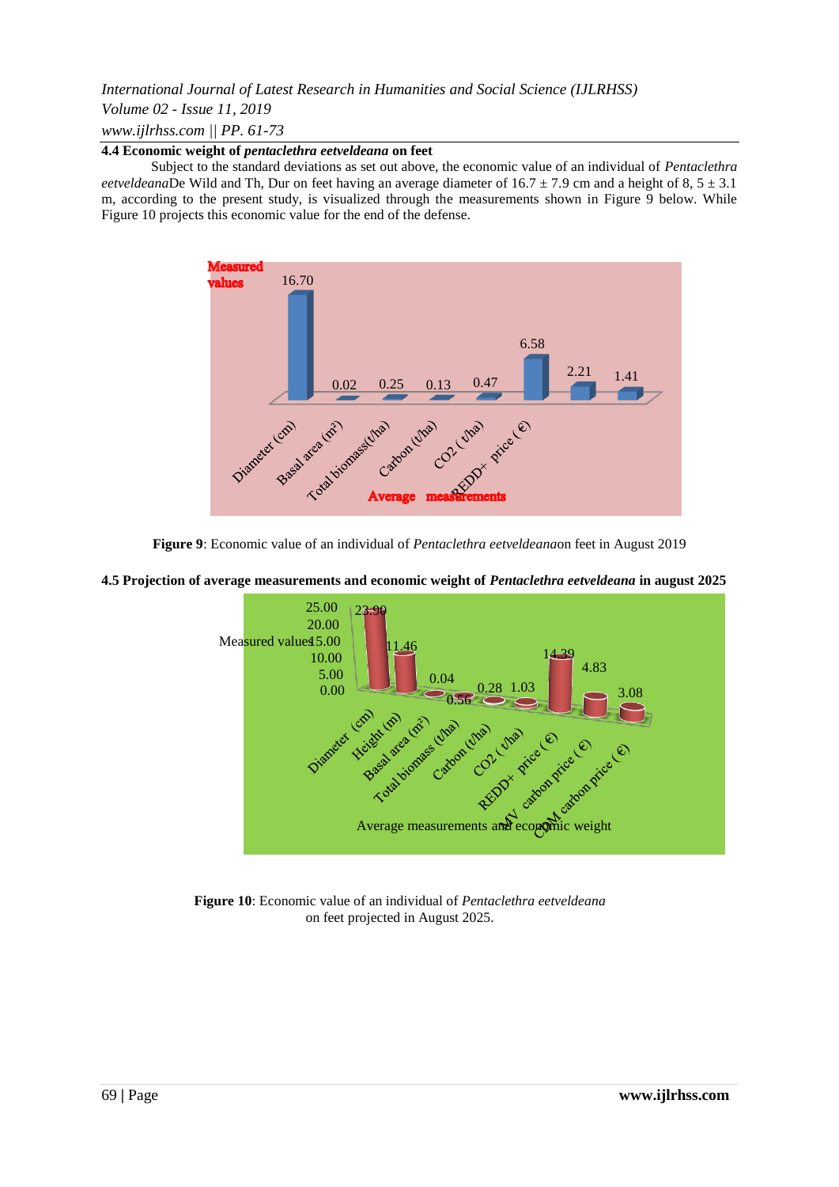### 4.4 Economic weight of *pentaclethra eetveldeana* on feet

Subject to the standard deviations as set out above, the economic value of an individual of *Pentaclethra eetveldeana*De Wild and Th, Dur on feet having an average diameter of 16.7 ± 7.9 cm and a height of 8, 5 ± 3.1 m, according to the present study, is visualized through the measurements shown in Figure 9 below. While Figure 10 projects this economic value for the end of the defense.

**Figure 9**: Economic value of an individual of *Pentaclethra eetveldeana*on feet in August 2019

### 4.5 Projection of average measurements and economic weight of *Pentaclethra eetveldeana* in august 2025

**Figure 10**: Economic value of an individual of *Pentaclethra eetveldeana* on feet projected in August 2025.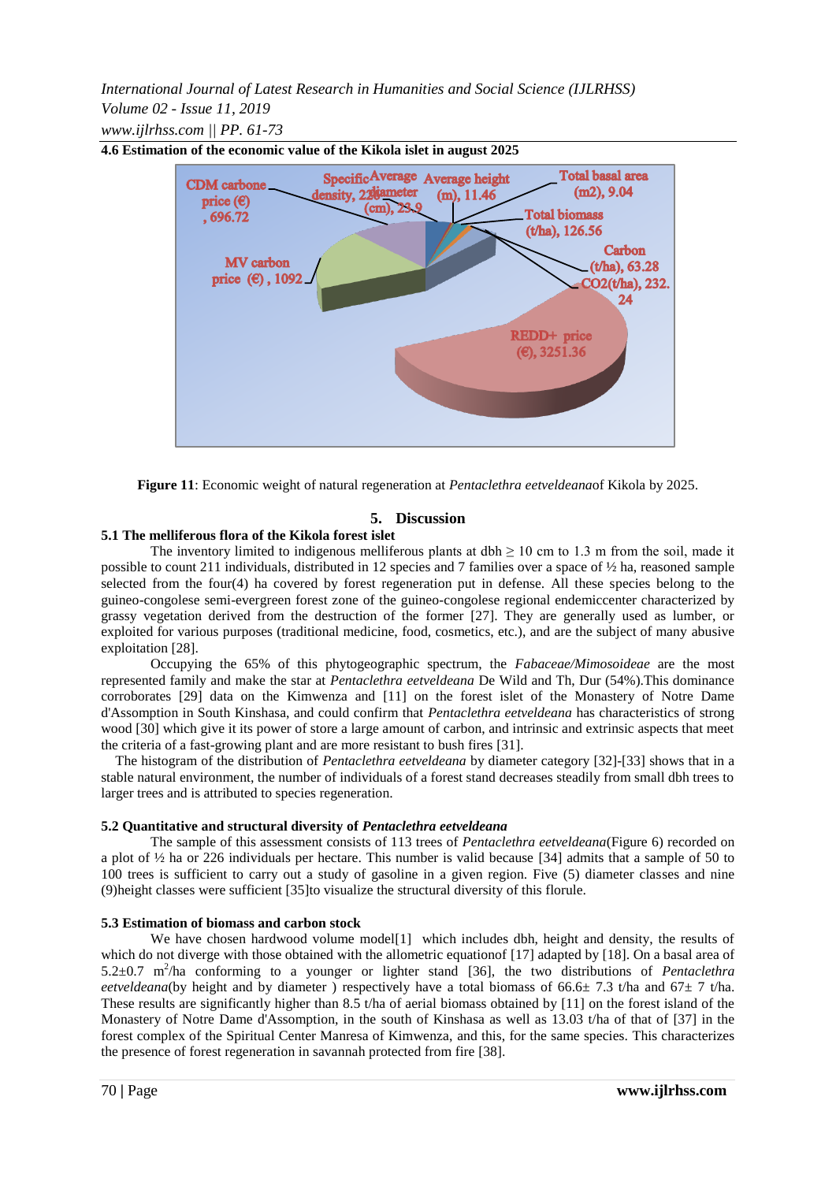**4.6 Estimation of the economic value of the Kikola islet in august 2025**

**Figure 11**: Economic weight of natural regeneration at *Pentaclethra eetveldeana*of Kikola by 2025.

## 5. Discussion

### 5.1 The melliferous flora of the Kikola forest islet

The inventory limited to indigenous melliferous plants at dbh ≥ 10 cm to 1.3 m from the soil, made it possible to count 211 individuals, distributed in 12 species and 7 families over a space of ½ ha, reasoned sample selected from the four(4) ha covered by forest regeneration put in defense. All these species belong to the guineo-congolese semi-evergreen forest zone of the guineo-congolese regional endemiccenter characterized by grassy vegetation derived from the destruction of the former [27]. They are generally used as lumber, or exploited for various purposes (traditional medicine, food, cosmetics, etc.), and are the subject of many abusive exploitation [28].

Occupying the 65% of this phytogeographic spectrum, the *Fabaceae/Mimosoideae* are the most represented family and make the star at *Pentaclethra eetveldeana* De Wild and Th, Dur (54%).This dominance corroborates [29] data on the Kimwenza and [11] on the forest islet of the Monastery of Notre Dame d'Assomption in South Kinshasa, and could confirm that *Pentaclethra eetveldeana* has characteristics of strong wood [30] which give it its power of store a large amount of carbon, and intrinsic and extrinsic aspects that meet the criteria of a fast-growing plant and are more resistant to bush fires [31].

The histogram of the distribution of *Pentaclethra eetveldeana* by diameter category [32]-[33] shows that in a stable natural environment, the number of individuals of a forest stand decreases steadily from small dbh trees to larger trees and is attributed to species regeneration.

### 5.2 Quantitative and structural diversity of *Pentaclethra eetveldeana*

The sample of this assessment consists of 113 trees of *Pentaclethra eetveldeana*(Figure 6) recorded on a plot of ½ ha or 226 individuals per hectare. This number is valid because [34] admits that a sample of 50 to 100 trees is sufficient to carry out a study of gasoline in a given region. Five (5) diameter classes and nine (9)height classes were sufficient [35]to visualize the structural diversity of this florule.

### 5.3 Estimation of biomass and carbon stock

We have chosen hardwood volume model[1] which includes dbh, height and density, the results of which do not diverge with those obtained with the allometric equationof [17] regional adapted by [18]. On a basal area of 5.2±0.7 $m^2$/ha conforming to a younger or lighter stand [36], the two distributions of *Pentaclethra eetveldeana*(by height and by diameter ) respectively have a total biomass of 66.6± 7.3 t/ha and 67± 7 t/ha. These results are significantly higher than 8.5 t/ha of aerial biomass obtained by [11] on the forest island of the Monastery of Notre Dame d'Assomption, in the south of Kinshasa as well as 13.03 t/ha of that of [37] in the forest complex of the Spiritual Center Manresa of Kimwenza, and this, for the same species. This characterizes the presence of forest regeneration in savannah protected from fire [38].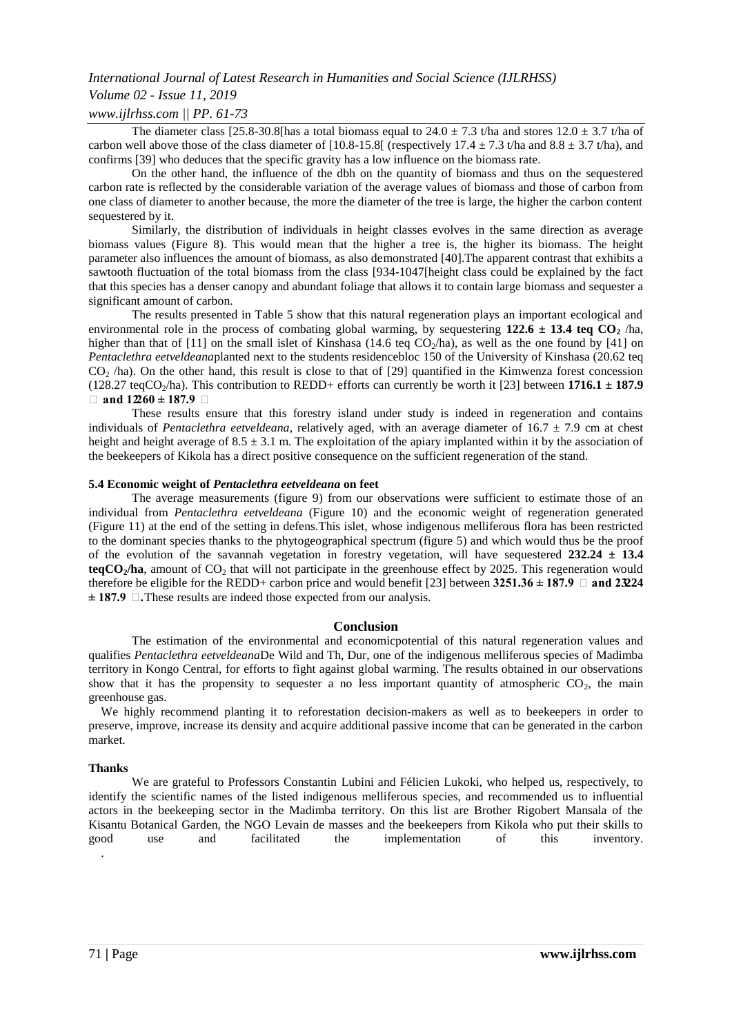The diameter class [25.8-30.8[has a total biomass equal to 24.0 ± 7.3 t/ha and stores 12.0 ± 3.7 t/ha of carbon well above those of the class diameter of [10.8-15.8[ (respectively 17.4 ± 7.3 t/ha and 8.8 ± 3.7 t/ha), and confirms [39] who deduces that the specific gravity has a low influence on the biomass rate.

On the other hand, the influence of the dbh on the quantity of biomass and thus on the sequestered carbon rate is reflected by the considerable variation of the average values of biomass and those of carbon from one class of diameter to another because, the more the diameter of the tree is large, the higher the carbon content sequestered by it.

Similarly, the distribution of individuals in height classes evolves in the same direction as average biomass values (Figure 8). This would mean that the higher a tree is, the higher its biomass. The height parameter also influences the amount of biomass, as also demonstrated [40].The apparent contrast that exhibits a sawtooth fluctuation of the total biomass from the class [934-1047[height class could be explained by the fact that this species has a denser canopy and abundant foliage that allows it to contain large biomass and sequester a significant amount of carbon.

The results presented in Table 5 show that this natural regeneration plays an important ecological and environmental role in the process of combating global warming, by sequestering **122.6 ± 13.4 teq $CO_2$** /ha, higher than that of [11] on the small islet of Kinshasa (14.6 teq $CO_2$/ha), as well as the one found by [41] on *Pentaclethra eetveldeana*planted next to the students residencebloc 150 of the University of Kinshasa (20.62 teq $CO_2$ /ha). On the other hand, this result is close to that of [29] quantified in the Kimwenza forest concession (128.27 teq$CO_2$/ha). This contribution to REDD+ efforts can currently be worth it [23] between **1716.1 ± 187.9 and 1260 ± 187.9**

These results ensure that this forestry island under study is indeed in regeneration and contains individuals of *Pentaclethra eetveldeana*, relatively aged, with an average diameter of 16.7 ± 7.9 cm at chest height and height average of 8.5 ± 3.1 m. The exploitation of the apiary implanted within it by the association of the beekeepers of Kikola has a direct positive consequence on the sufficient regeneration of the stand.

### 5.4 Economic weight of *Pentaclethra eetveldeana* on feet

The average measurements (figure 9) from our observations were sufficient to estimate those of an individual from *Pentaclethra eetveldeana* (Figure 10) and the economic weight of regeneration generated (Figure 11) at the end of the setting in defens.This islet, whose indigenous melliferous flora has been restricted to the dominant species thanks to the phytogeographical spectrum (figure 5) and which would thus be the proof of the evolution of the savannah vegetation in forestry vegetation, will have sequestered **232.24 ± 13.4 teq$CO_2$/ha**, amount of $CO_2$ that will not participate in the greenhouse effect by 2025. This regeneration would therefore be eligible for the REDD+ carbon price and would benefit [23] between **3251.36 ± 187.9 and 2324 ± 187.9** .These results are indeed those expected from our analysis.

## Conclusion

The estimation of the environmental and economicpotential of this natural regeneration values and qualifies *Pentaclethra eetveldeana*De Wild and Th, Dur, one of the indigenous melliferous species of Madimba territory in Kongo Central, for efforts to fight against global warming. The results obtained in our observations show that it has the propensity to sequester a no less important quantity of atmospheric $CO_2$, the main greenhouse gas.

We highly recommend planting it to reforestation decision-makers as well as to beekeepers in order to preserve, improve, increase its density and acquire additional passive income that can be generated in the carbon market.

### Thanks

We are grateful to Professors Constantin Lubini and Félicien Lukoki, who helped us, respectively, to identify the scientific names of the listed indigenous melliferous species, and recommended us to influential actors in the beekeeping sector in the Madimba territory. On this list are Brother Rigobert Mansala of the Kisantu Botanical Garden, the NGO Levain de masses and the beekeepers from Kikola who put their skills to good use and facilitated the implementation of this inventory.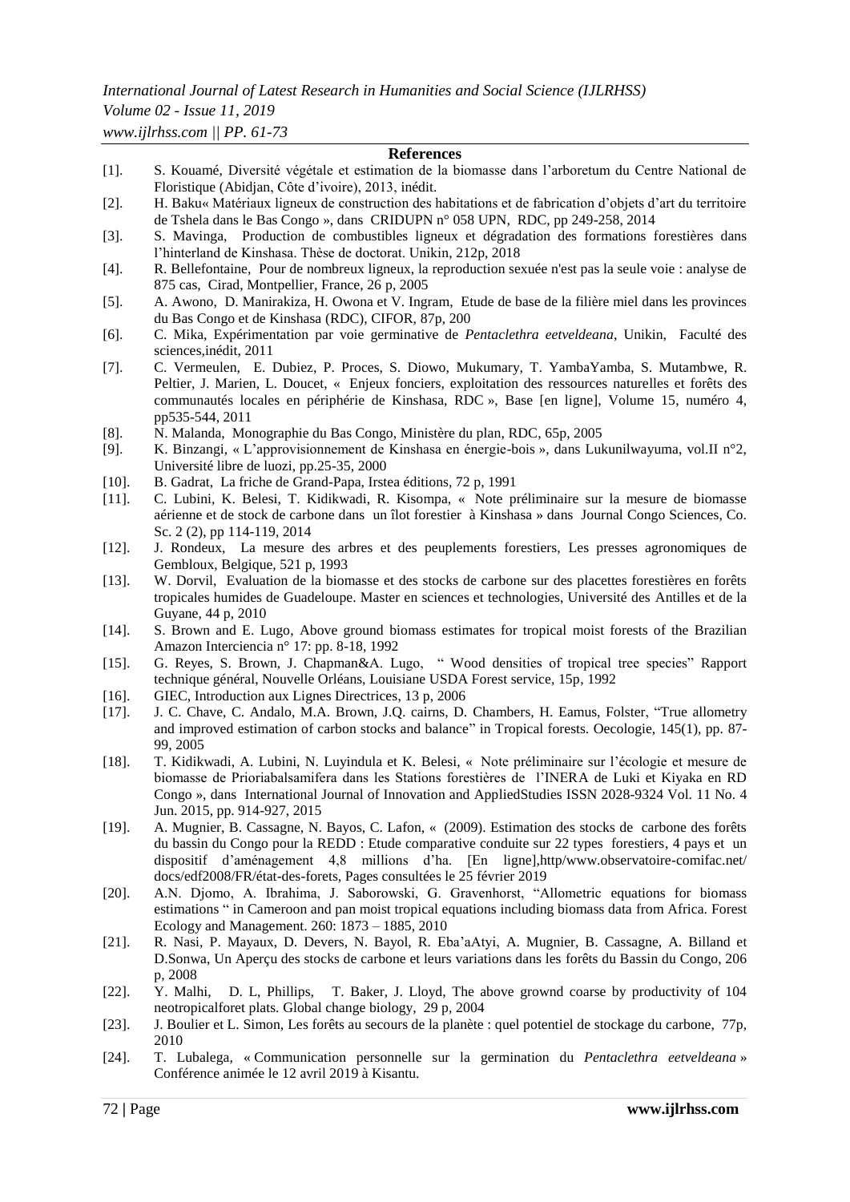## References

[1]. S. Kouamé, Diversité végétale et estimation de la biomasse dans l'arboretum du Centre National de Floristique (Abidjan, Côte d'ivoire), 2013, inédit.

[2]. H. Baku« Matériaux ligneux de construction des habitations et de fabrication d'objets d'art du territoire de Tshela dans le Bas Congo », dans CRIDUPN n° 058 UPN, RDC, pp 249-258, 2014

[3]. S. Mavinga, Production de combustibles ligneux et dégradation des formations forestières dans l'hinterland de Kinshasa. Thèse de doctorat. Unikin, 212p, 2018

[4]. R. Bellefontaine, Pour de nombreux ligneux, la reproduction sexuée n'est pas la seule voie : analyse de 875 cas, Cirad, Montpellier, France, 26 p, 2005

[5]. A. Awono, D. Manirakiza, H. Owona et V. Ingram, Etude de base de la filière miel dans les provinces du Bas Congo et de Kinshasa (RDC), CIFOR, 87p, 200

[6]. C. Mika, Expérimentation par voie germinative de *Pentaclethra eetveldeana*, Unikin, Faculté des sciences,inédit, 2011

[7]. C. Vermeulen, E. Dubiez, P. Proces, S. Diowo, Mukumary, T. YambaYamba, S. Mutambwe, R. Peltier, J. Marien, L. Doucet, « Enjeux fonciers, exploitation des ressources naturelles et forêts des communautés locales en périphérie de Kinshasa, RDC », Base [en ligne], Volume 15, numéro 4, pp535-544, 2011

[8]. N. Malanda, Monographie du Bas Congo, Ministère du plan, RDC, 65p, 2005

[9]. K. Binzangi, « L'approvisionnement de Kinshasa en énergie-bois », dans Lukunilwayuma, vol.II n°2, Université libre de luozi, pp.25-35, 2000

[10]. B. Gadrat, La friche de Grand-Papa, Irstea éditions, 72 p, 1991

[11]. C. Lubini, K. Belesi, T. Kidikwadi, R. Kisompa, « Note préliminaire sur la mesure de biomasse aérienne et de stock de carbone dans un îlot forestier à Kinshasa » dans Journal Congo Sciences, Co. Sc. 2 (2), pp 114-119, 2014

[12]. J. Rondeux, La mesure des arbres et des peuplements forestiers, Les presses agronomiques de Gembloux, Belgique, 521 p, 1993

[13]. W. Dorvil, Evaluation de la biomasse et des stocks de carbone sur des placettes forestières en forêts tropicales humides de Guadeloupe. Master en sciences et technologies, Université des Antilles et de la Guyane, 44 p, 2010

[14]. S. Brown and E. Lugo, Above ground biomass estimates for tropical moist forests of the Brazilian Amazon Interciencia n° 17: pp. 8-18, 1992

[15]. G. Reyes, S. Brown, J. Chapman&A. Lugo, " Wood densities of tropical tree species" Rapport technique général, Nouvelle Orléans, Louisiane USDA Forest service, 15p, 1992

[16]. GIEC, Introduction aux Lignes Directrices, 13 p, 2006

[17]. J. C. Chave, C. Andalo, M.A. Brown, J.Q. cairns, D. Chambers, H. Eamus, Folster, "True allometry and improved estimation of carbon stocks and balance" in Tropical forests. Oecologie, 145(1), pp. 87-99, 2005

[18]. T. Kidikwadi, A. Lubini, N. Luyindula et K. Belesi, « Note préliminaire sur l'écologie et mesure de biomasse de Prioriabalsamifera dans les Stations forestières de l'INERA de Luki et Kiyaka en RD Congo », dans International Journal of Innovation and AppliedStudies ISSN 2028-9324 Vol. 11 No. 4 Jun. 2015, pp. 914-927, 2015

[19]. A. Mugnier, B. Cassagne, N. Bayos, C. Lafon, « (2009). Estimation des stocks de carbone des forêts du bassin du Congo pour la REDD : Etude comparative conduite sur 22 types forestiers, 4 pays et un dispositif d'aménagement 4,8 millions d'ha. [En ligne],http/www.observatoire-comifac.net/ docs/edf2008/FR/état-des-forets, Pages consultées le 25 février 2019

[20]. A.N. Djomo, A. Ibrahima, J. Saborowski, G. Gravenhorst, "Allometric equations for biomass estimations " in Cameroon and pan moist tropical equations including biomass data from Africa. Forest Ecology and Management. 260: 1873 – 1885, 2010

[21]. R. Nasi, P. Mayaux, D. Devers, N. Bayol, R. Eba'aAtyi, A. Mugnier, B. Cassagne, A. Billand et D.Sonwa, Un Aperçu des stocks de carbone et leurs variations dans les forêts du Bassin du Congo, 206 p, 2008

[22]. Y. Malhi, D. L, Phillips, T. Baker, J. Lloyd, The above grownd coarse by productivity of 104 neotropicalforet plats. Global change biology, 29 p, 2004

[23]. J. Boulier et L. Simon, Les forêts au secours de la planète : quel potentiel de stockage du carbone, 77p, 2010

[24]. T. Lubalega, « Communication personnelle sur la germination du *Pentaclethra eetveldeana* » Conférence animée le 12 avril 2019 à Kisantu.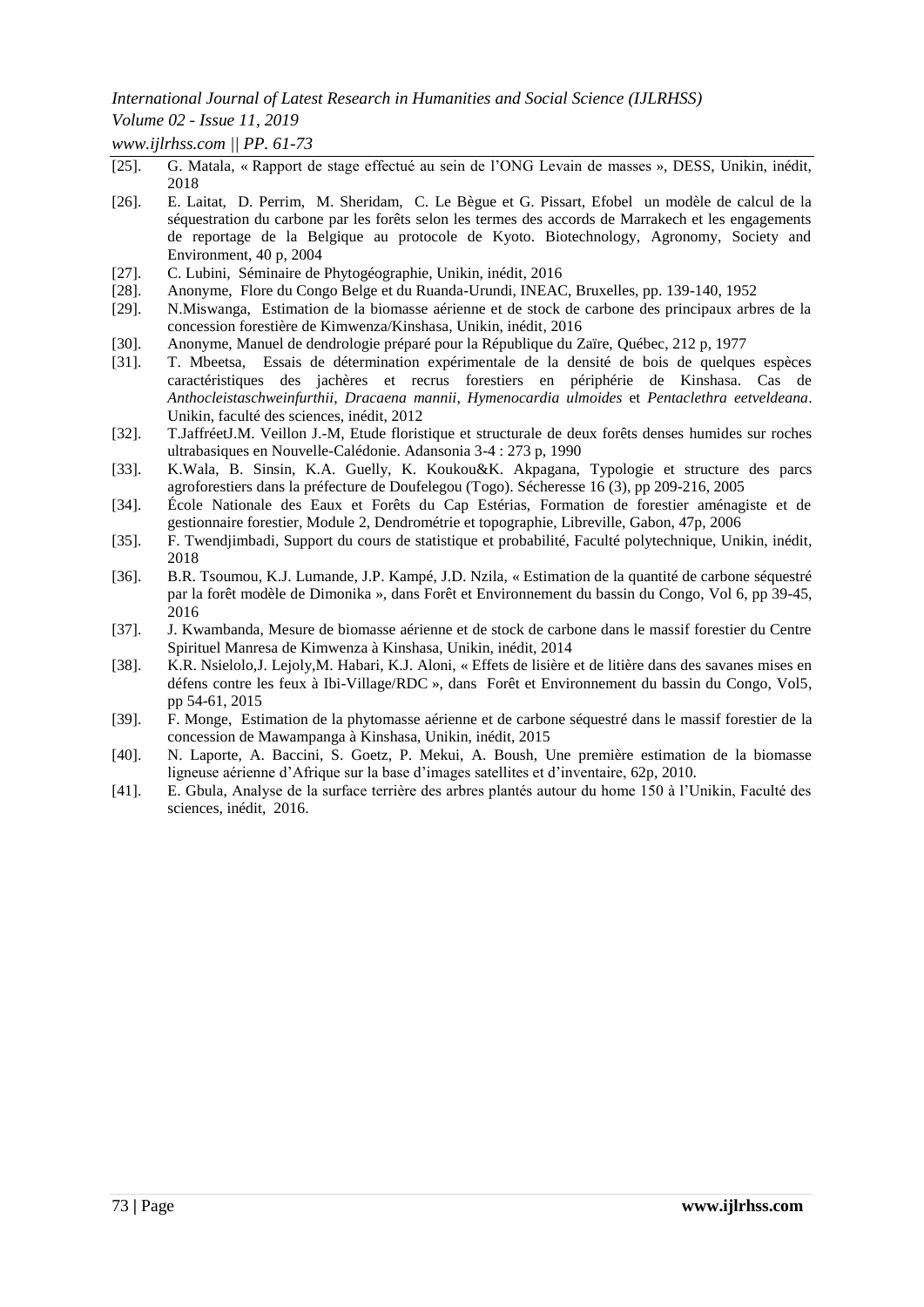[25]. G. Matala, « Rapport de stage effectué au sein de l'ONG Levain de masses », DESS, Unikin, inédit, 2018

[26]. E. Laitat, D. Perrim, M. Sheridam, C. Le Bègue et G. Pissart, Efobel un modèle de calcul de la séquestration du carbone par les forêts selon les termes des accords de Marrakech et les engagements de reportage de la Belgique au protocole de Kyoto. Biotechnology, Agronomy, Society and Environment, 40 p, 2004

[27]. C. Lubini, Séminaire de Phytogéographie, Unikin, inédit, 2016

[28]. Anonyme, Flore du Congo Belge et du Ruanda-Urundi, INEAC, Bruxelles, pp. 139-140, 1952

[29]. N.Miswanga, Estimation de la biomasse aérienne et de stock de carbone des principaux arbres de la concession forestière de Kimwenza/Kinshasa, Unikin, inédit, 2016

[30]. Anonyme, Manuel de dendrologie préparé pour la République du Zaïre, Québec, 212 p, 1977

[31]. T. Mbeetsa, Essais de détermination expérimentale de la densité de bois de quelques espèces caractéristiques des jachères et recrus forestiers en périphérie de Kinshasa. Cas de *Anthocleistaschweinfurthii*, *Dracaena mannii*, *Hymenocardia ulmoides* et *Pentaclethra eetveldeana*. Unikin, faculté des sciences, inédit, 2012

[32]. T.JaffréetJ.M. Veillon J.-M, Etude floristique et structurale de deux forêts denses humides sur roches ultrabasiques en Nouvelle-Calédonie. Adansonia 3-4 : 273 p, 1990

[33]. K.Wala, B. Sinsin, K.A. Guelly, K. Koukou&K. Akpagana, Typologie et structure des parcs agroforestiers dans la préfecture de Doufelegou (Togo). Sécheresse 16 (3), pp 209-216, 2005

[34]. École Nationale des Eaux et Forêts du Cap Estérias, Formation de forestier aménagiste et de gestionnaire forestier, Module 2, Dendrométrie et topographie, Libreville, Gabon, 47p, 2006

[35]. F. Twendjimbadi, Support du cours de statistique et probabilité, Faculté polytechnique, Unikin, inédit, 2018

[36]. B.R. Tsoumou, K.J. Lumande, J.P. Kampé, J.D. Nzila, « Estimation de la quantité de carbone séquestré par la forêt modèle de Dimonika », dans Forêt et Environnement du bassin du Congo, Vol 6, pp 39-45, 2016

[37]. J. Kwambanda, Mesure de biomasse aérienne et de stock de carbone dans le massif forestier du Centre Spirituel Manresa de Kimwenza à Kinshasa, Unikin, inédit, 2014

[38]. K.R. Nsielolo,J. Lejoly,M. Habari, K.J. Aloni, « Effets de lisière et de litière dans des savanes mises en défens contre les feux à Ibi-Village/RDC », dans Forêt et Environnement du bassin du Congo, Vol5, pp 54-61, 2015

[39]. F. Monge, Estimation de la phytomasse aérienne et de carbone séquestré dans le massif forestier de la concession de Mawampanga à Kinshasa, Unikin, inédit, 2015

[40]. N. Laporte, A. Baccini, S. Goetz, P. Mekui, A. Boush, Une première estimation de la biomasse ligneuse aérienne d'Afrique sur la base d'images satellites et d'inventaire, 62p, 2010.

[41]. E. Gbula, Analyse de la surface terrière des arbres plantés autour du home 150 à l'Unikin, Faculté des sciences, inédit, 2016.